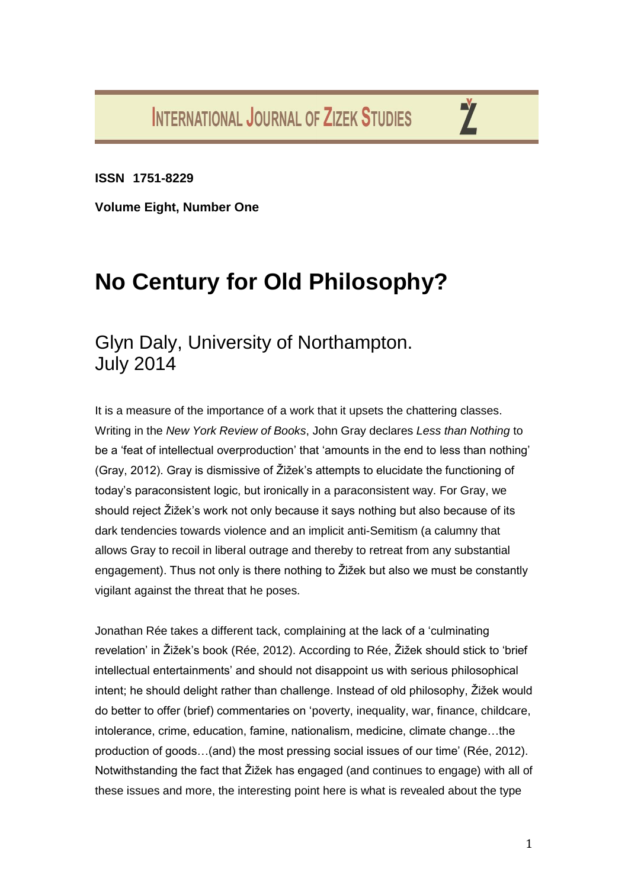INTERNATIONAL JOURNAL OF ZIZEK STUDIES

**ISSN 1751-8229**

**Volume Eight, Number One**

# No Century for Old Philosophy?

## Glyn Daly, University of Northampton.
## July 2014

It is a measure of the importance of a work that it upsets the chattering classes. Writing in the *New York Review of Books*, John Gray declares *Less than Nothing* to be a 'feat of intellectual overproduction' that 'amounts in the end to less than nothing' (Gray, 2012). Gray is dismissive of Žižek's attempts to elucidate the functioning of today's paraconsistent logic, but ironically in a paraconsistent way. For Gray, we should reject Žižek's work not only because it says nothing but also because of its dark tendencies towards violence and an implicit anti-Semitism (a calumny that allows Gray to recoil in liberal outrage and thereby to retreat from any substantial engagement). Thus not only is there nothing to Žižek but also we must be constantly vigilant against the threat that he poses.

Jonathan Rée takes a different tack, complaining at the lack of a 'culminating revelation' in Žižek's book (Rée, 2012). According to Rée, Žižek should stick to 'brief intellectual entertainments' and should not disappoint us with serious philosophical intent; he should delight rather than challenge. Instead of old philosophy, Žižek would do better to offer (brief) commentaries on 'poverty, inequality, war, finance, childcare, intolerance, crime, education, famine, nationalism, medicine, climate change…the production of goods…(and) the most pressing social issues of our time' (Rée, 2012). Notwithstanding the fact that Žižek has engaged (and continues to engage) with all of these issues and more, the interesting point here is what is revealed about the type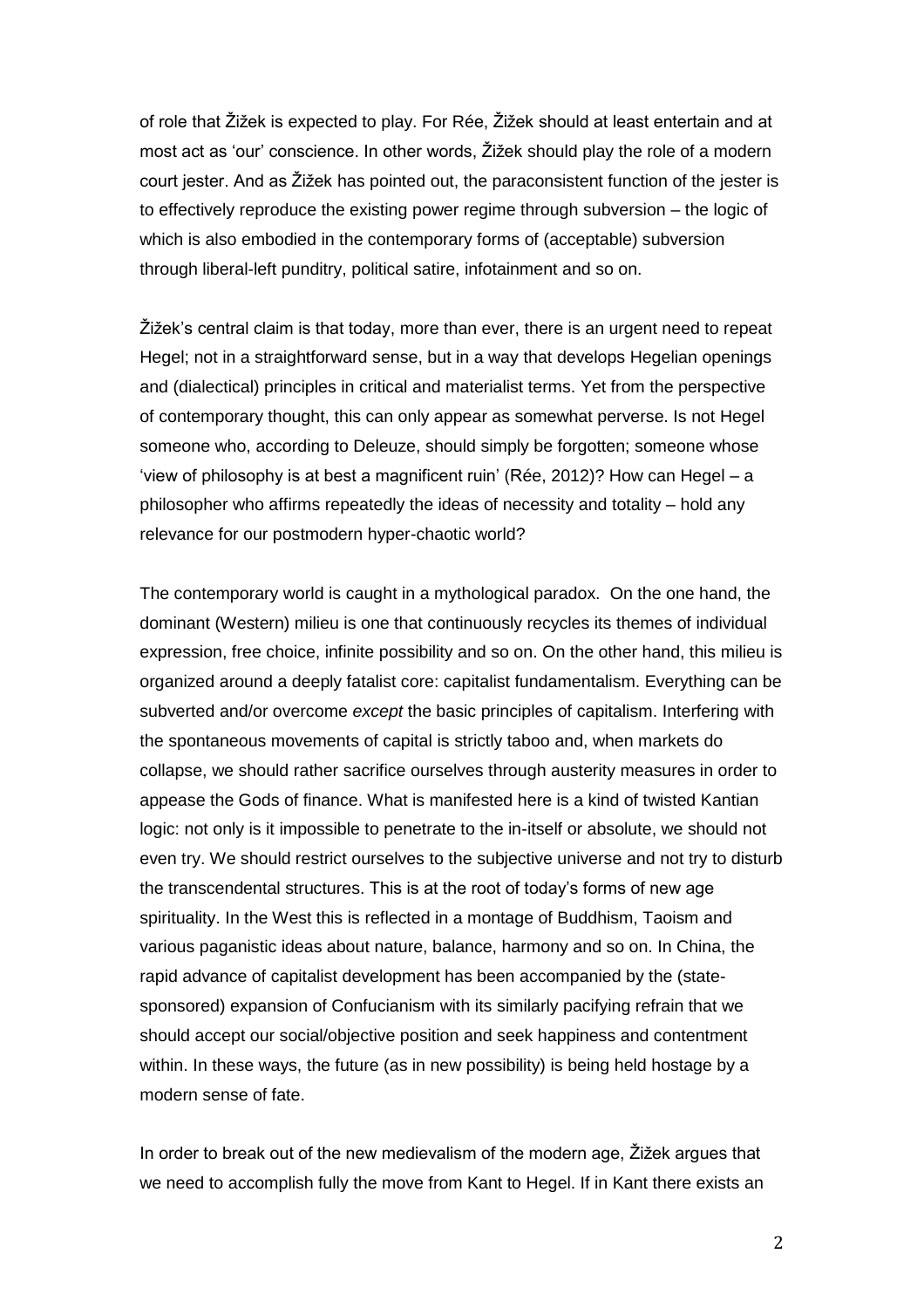of role that Žižek is expected to play. For Rée, Žižek should at least entertain and at most act as 'our' conscience. In other words, Žižek should play the role of a modern court jester. And as Žižek has pointed out, the paraconsistent function of the jester is to effectively reproduce the existing power regime through subversion – the logic of which is also embodied in the contemporary forms of (acceptable) subversion through liberal-left punditry, political satire, infotainment and so on.

Žižek's central claim is that today, more than ever, there is an urgent need to repeat Hegel; not in a straightforward sense, but in a way that develops Hegelian openings and (dialectical) principles in critical and materialist terms. Yet from the perspective of contemporary thought, this can only appear as somewhat perverse. Is not Hegel someone who, according to Deleuze, should simply be forgotten; someone whose 'view of philosophy is at best a magnificent ruin' (Rée, 2012)? How can Hegel – a philosopher who affirms repeatedly the ideas of necessity and totality – hold any relevance for our postmodern hyper-chaotic world?

The contemporary world is caught in a mythological paradox. On the one hand, the dominant (Western) milieu is one that continuously recycles its themes of individual expression, free choice, infinite possibility and so on. On the other hand, this milieu is organized around a deeply fatalist core: capitalist fundamentalism. Everything can be subverted and/or overcome *except* the basic principles of capitalism. Interfering with the spontaneous movements of capital is strictly taboo and, when markets do collapse, we should rather sacrifice ourselves through austerity measures in order to appease the Gods of finance. What is manifested here is a kind of twisted Kantian logic: not only is it impossible to penetrate to the in-itself or absolute, we should not even try. We should restrict ourselves to the subjective universe and not try to disturb the transcendental structures. This is at the root of today's forms of new age spirituality. In the West this is reflected in a montage of Buddhism, Taoism and various paganistic ideas about nature, balance, harmony and so on. In China, the rapid advance of capitalist development has been accompanied by the (state-sponsored) expansion of Confucianism with its similarly pacifying refrain that we should accept our social/objective position and seek happiness and contentment within. In these ways, the future (as in new possibility) is being held hostage by a modern sense of fate.

In order to break out of the new medievalism of the modern age, Žižek argues that we need to accomplish fully the move from Kant to Hegel. If in Kant there exists an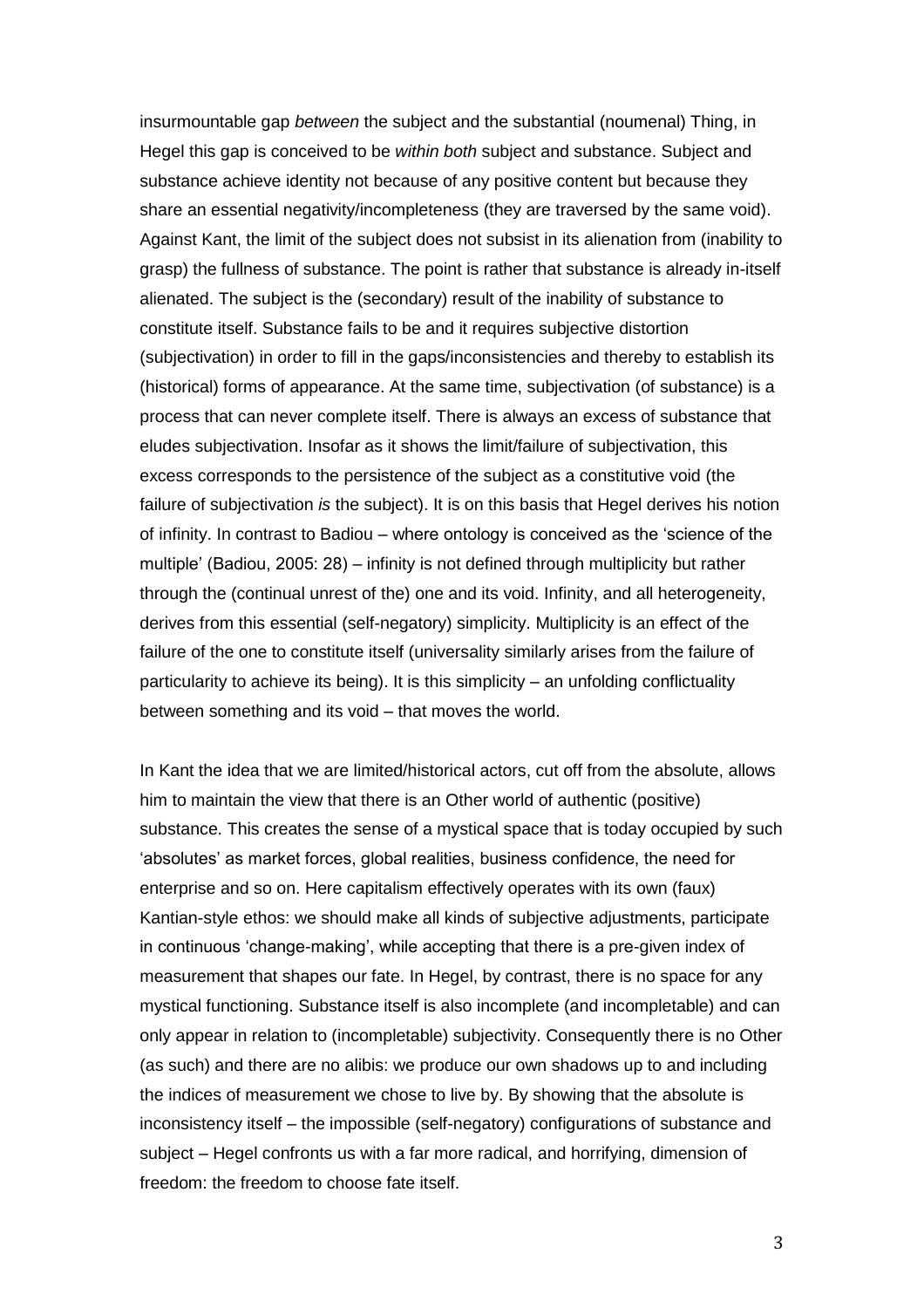insurmountable gap *between* the subject and the substantial (noumenal) Thing, in Hegel this gap is conceived to be *within both* subject and substance. Subject and substance achieve identity not because of any positive content but because they share an essential negativity/incompleteness (they are traversed by the same void). Against Kant, the limit of the subject does not subsist in its alienation from (inability to grasp) the fullness of substance. The point is rather that substance is already in-itself alienated. The subject is the (secondary) result of the inability of substance to constitute itself. Substance fails to be and it requires subjective distortion (subjectivation) in order to fill in the gaps/inconsistencies and thereby to establish its (historical) forms of appearance. At the same time, subjectivation (of substance) is a process that can never complete itself. There is always an excess of substance that eludes subjectivation. Insofar as it shows the limit/failure of subjectivation, this excess corresponds to the persistence of the subject as a constitutive void (the failure of subjectivation *is* the subject). It is on this basis that Hegel derives his notion of infinity. In contrast to Badiou – where ontology is conceived as the 'science of the multiple' (Badiou, 2005: 28) – infinity is not defined through multiplicity but rather through the (continual unrest of the) one and its void. Infinity, and all heterogeneity, derives from this essential (self-negatory) simplicity. Multiplicity is an effect of the failure of the one to constitute itself (universality similarly arises from the failure of particularity to achieve its being). It is this simplicity – an unfolding conflictuality between something and its void – that moves the world.

In Kant the idea that we are limited/historical actors, cut off from the absolute, allows him to maintain the view that there is an Other world of authentic (positive) substance. This creates the sense of a mystical space that is today occupied by such 'absolutes' as market forces, global realities, business confidence, the need for enterprise and so on. Here capitalism effectively operates with its own (faux) Kantian-style ethos: we should make all kinds of subjective adjustments, participate in continuous 'change-making', while accepting that there is a pre-given index of measurement that shapes our fate. In Hegel, by contrast, there is no space for any mystical functioning. Substance itself is also incomplete (and incompletable) and can only appear in relation to (incompletable) subjectivity. Consequently there is no Other (as such) and there are no alibis: we produce our own shadows up to and including the indices of measurement we chose to live by. By showing that the absolute is inconsistency itself – the impossible (self-negatory) configurations of substance and subject – Hegel confronts us with a far more radical, and horrifying, dimension of freedom: the freedom to choose fate itself.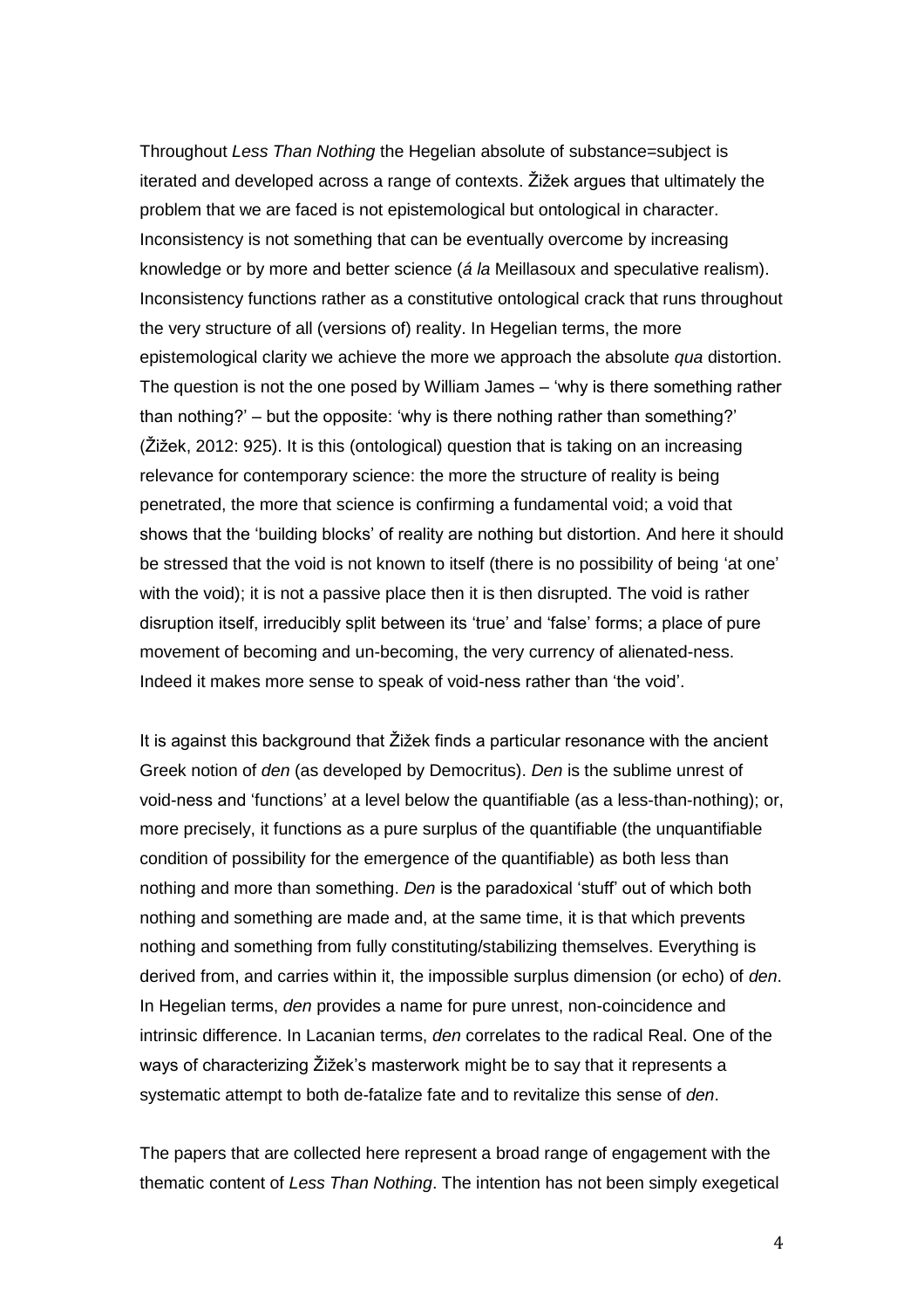Throughout *Less Than Nothing* the Hegelian absolute of substance=subject is iterated and developed across a range of contexts. Žižek argues that ultimately the problem that we are faced is not epistemological but ontological in character. Inconsistency is not something that can be eventually overcome by increasing knowledge or by more and better science (*á la* Meillasoux and speculative realism). Inconsistency functions rather as a constitutive ontological crack that runs throughout the very structure of all (versions of) reality. In Hegelian terms, the more epistemological clarity we achieve the more we approach the absolute *qua* distortion. The question is not the one posed by William James – 'why is there something rather than nothing?' – but the opposite: 'why is there nothing rather than something?' (Žižek, 2012: 925). It is this (ontological) question that is taking on an increasing relevance for contemporary science: the more the structure of reality is being penetrated, the more that science is confirming a fundamental void; a void that shows that the 'building blocks' of reality are nothing but distortion. And here it should be stressed that the void is not known to itself (there is no possibility of being 'at one' with the void); it is not a passive place then it is then disrupted. The void is rather disruption itself, irreducibly split between its 'true' and 'false' forms; a place of pure movement of becoming and un-becoming, the very currency of alienated-ness. Indeed it makes more sense to speak of void-ness rather than 'the void'.

It is against this background that Žižek finds a particular resonance with the ancient Greek notion of *den* (as developed by Democritus). *Den* is the sublime unrest of void-ness and 'functions' at a level below the quantifiable (as a less-than-nothing); or, more precisely, it functions as a pure surplus of the quantifiable (the unquantifiable condition of possibility for the emergence of the quantifiable) as both less than nothing and more than something. *Den* is the paradoxical 'stuff' out of which both nothing and something are made and, at the same time, it is that which prevents nothing and something from fully constituting/stabilizing themselves. Everything is derived from, and carries within it, the impossible surplus dimension (or echo) of *den*. In Hegelian terms, *den* provides a name for pure unrest, non-coincidence and intrinsic difference. In Lacanian terms, *den* correlates to the radical Real. One of the ways of characterizing Žižek's masterwork might be to say that it represents a systematic attempt to both de-fatalize fate and to revitalize this sense of *den*.

The papers that are collected here represent a broad range of engagement with the thematic content of *Less Than Nothing*. The intention has not been simply exegetical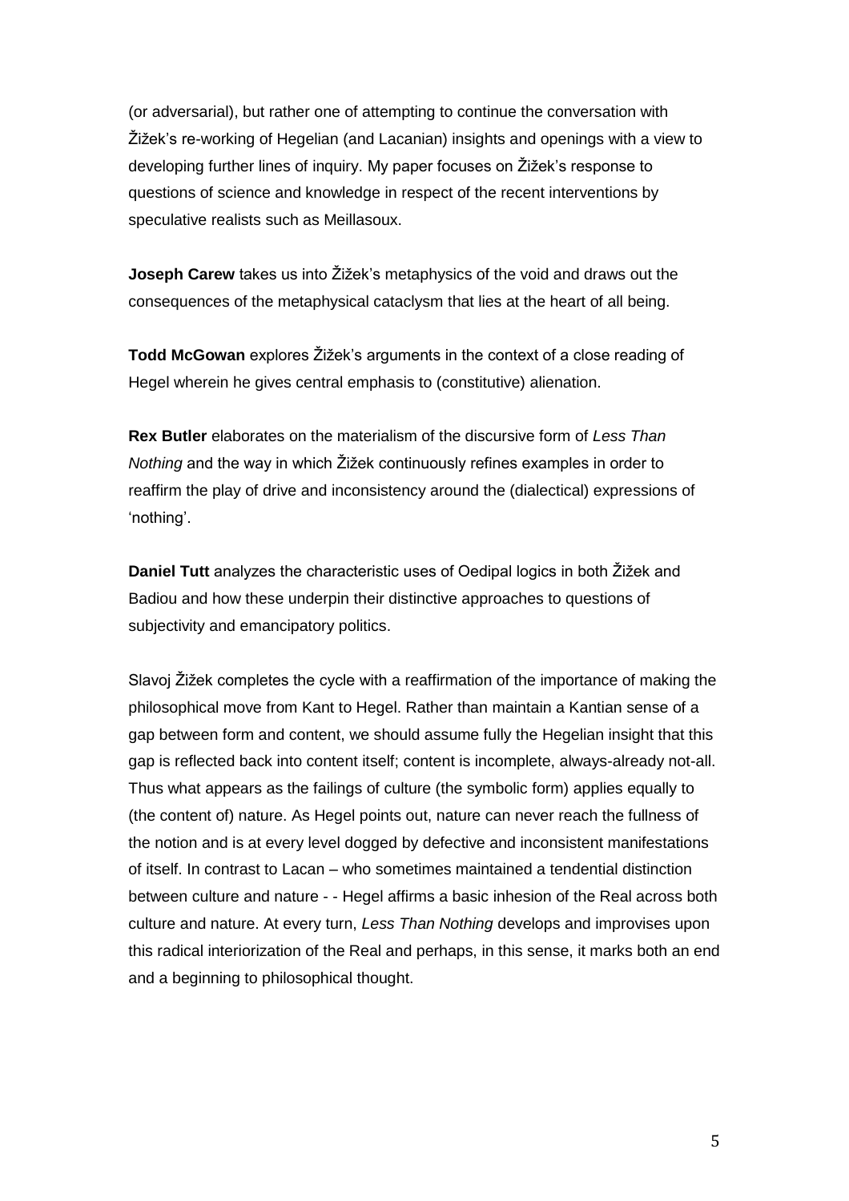(or adversarial), but rather one of attempting to continue the conversation with Žižek's re-working of Hegelian (and Lacanian) insights and openings with a view to developing further lines of inquiry. My paper focuses on Žižek's response to questions of science and knowledge in respect of the recent interventions by speculative realists such as Meillasoux.

**Joseph Carew** takes us into Žižek's metaphysics of the void and draws out the consequences of the metaphysical cataclysm that lies at the heart of all being.

**Todd McGowan** explores Žižek's arguments in the context of a close reading of Hegel wherein he gives central emphasis to (constitutive) alienation.

**Rex Butler** elaborates on the materialism of the discursive form of *Less Than Nothing* and the way in which Žižek continuously refines examples in order to reaffirm the play of drive and inconsistency around the (dialectical) expressions of 'nothing'.

**Daniel Tutt** analyzes the characteristic uses of Oedipal logics in both Žižek and Badiou and how these underpin their distinctive approaches to questions of subjectivity and emancipatory politics.

Slavoj Žižek completes the cycle with a reaffirmation of the importance of making the philosophical move from Kant to Hegel. Rather than maintain a Kantian sense of a gap between form and content, we should assume fully the Hegelian insight that this gap is reflected back into content itself; content is incomplete, always-already not-all. Thus what appears as the failings of culture (the symbolic form) applies equally to (the content of) nature. As Hegel points out, nature can never reach the fullness of the notion and is at every level dogged by defective and inconsistent manifestations of itself. In contrast to Lacan – who sometimes maintained a tendential distinction between culture and nature - - Hegel affirms a basic inhesion of the Real across both culture and nature. At every turn, *Less Than Nothing* develops and improvises upon this radical interiorization of the Real and perhaps, in this sense, it marks both an end and a beginning to philosophical thought.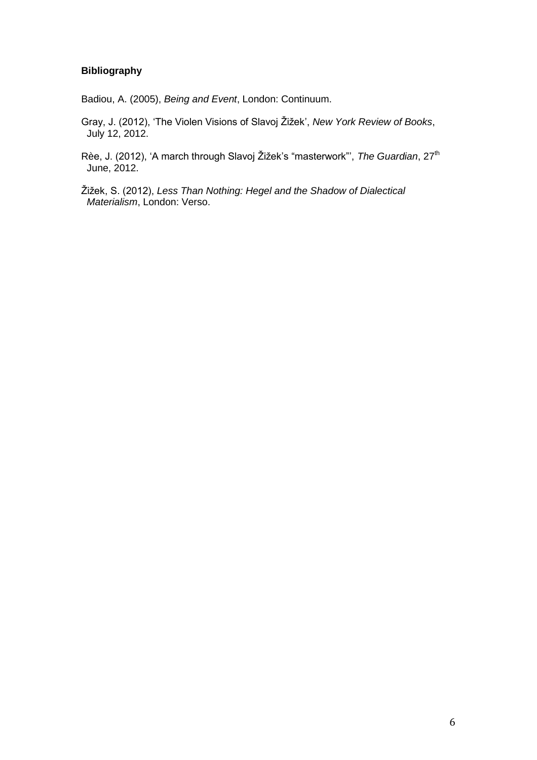**Bibliography**

Badiou, A. (2005), *Being and Event*, London: Continuum.

Gray, J. (2012), 'The Violen Visions of Slavoj Žižek', *New York Review of Books*, July 12, 2012.

Rèe, J. (2012), 'A march through Slavoj Žižek's "masterwork"', *The Guardian*, 27th June, 2012.

Žižek, S. (2012), *Less Than Nothing: Hegel and the Shadow of Dialectical Materialism*, London: Verso.